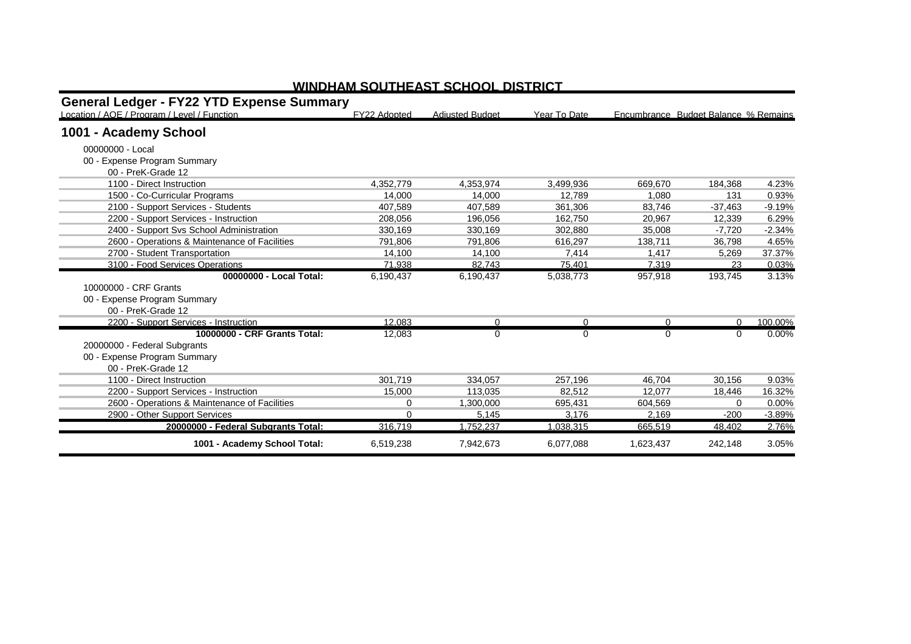# WINDHAM SOUTHEAST SCHOOL DISTRICT

## General Ledger - FY22 YTD Expense Summary

| Location / AOE / Program / Level / Function | FY22 Adopted | Adjusted Budget | Year To Date | Encumbrance | Budget Balance | % Remains |
|---|---|---|---|---|---|---|
| **1001 - Academy School** | | | | | | |
| 00000000 - Local | | | | | | |
| 00 - Expense Program Summary | | | | | | |
| 00 - PreK-Grade 12 | | | | | | |
| 1100 - Direct Instruction | 4,352,779 | 4,353,974 | 3,499,936 | 669,670 | 184,368 | 4.23% |
| 1500 - Co-Curricular Programs | 14,000 | 14,000 | 12,789 | 1,080 | 131 | 0.93% |
| 2100 - Support Services - Students | 407,589 | 407,589 | 361,306 | 83,746 | -37,463 | -9.19% |
| 2200 - Support Services - Instruction | 208,056 | 196,056 | 162,750 | 20,967 | 12,339 | 6.29% |
| 2400 - Support Svs School Administration | 330,169 | 330,169 | 302,880 | 35,008 | -7,720 | -2.34% |
| 2600 - Operations & Maintenance of Facilities | 791,806 | 791,806 | 616,297 | 138,711 | 36,798 | 4.65% |
| 2700 - Student Transportation | 14,100 | 14,100 | 7,414 | 1,417 | 5,269 | 37.37% |
| 3100 - Food Services Operations | 71,938 | 82,743 | 75,401 | 7,319 | 23 | 0.03% |
| **00000000 - Local Total:** | 6,190,437 | 6,190,437 | 5,038,773 | 957,918 | 193,745 | 3.13% |
| 10000000 - CRF Grants | | | | | | |
| 00 - Expense Program Summary | | | | | | |
| 00 - PreK-Grade 12 | | | | | | |
| 2200 - Support Services - Instruction | 12,083 | 0 | 0 | 0 | 0 | 100.00% |
| **10000000 - CRF Grants Total:** | 12,083 | 0 | 0 | 0 | 0 | 0.00% |
| 20000000 - Federal Subgrants | | | | | | |
| 00 - Expense Program Summary | | | | | | |
| 00 - PreK-Grade 12 | | | | | | |
| 1100 - Direct Instruction | 301,719 | 334,057 | 257,196 | 46,704 | 30,156 | 9.03% |
| 2200 - Support Services - Instruction | 15,000 | 113,035 | 82,512 | 12,077 | 18,446 | 16.32% |
| 2600 - Operations & Maintenance of Facilities | 0 | 1,300,000 | 695,431 | 604,569 | 0 | 0.00% |
| 2900 - Other Support Services | 0 | 5,145 | 3,176 | 2,169 | -200 | -3.89% |
| **20000000 - Federal Subgrants Total:** | 316,719 | 1,752,237 | 1,038,315 | 665,519 | 48,402 | 2.76% |
| **1001 - Academy School Total:** | 6,519,238 | 7,942,673 | 6,077,088 | 1,623,437 | 242,148 | 3.05% |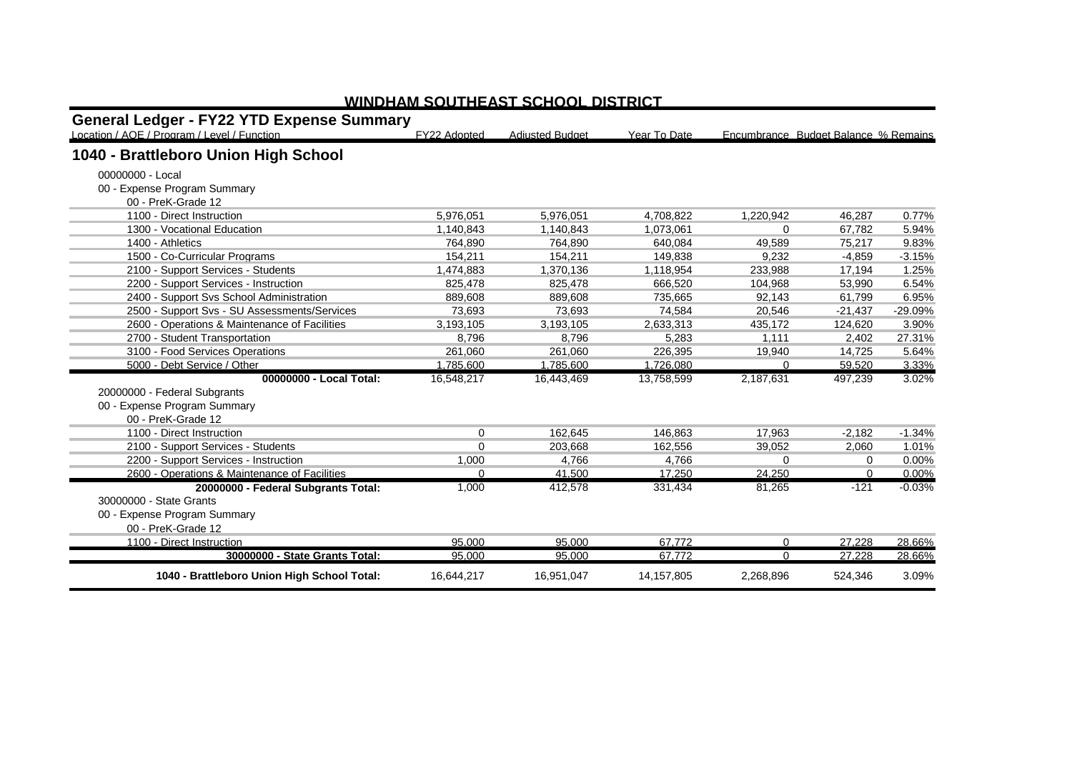# WINDHAM SOUTHEAST SCHOOL DISTRICT

## General Ledger - FY22 YTD Expense Summary

| Location / AOE / Program / Level / Function | FY22 Adopted | Adjusted Budget | Year To Date | Encumbrance | Budget Balance | % Remains |
|---|---|---|---|---|---|---|
| **1040 - Brattleboro Union High School** | | | | | | |
| 00000000 - Local | | | | | | |
| 00 - Expense Program Summary | | | | | | |
| 00 - PreK-Grade 12 | | | | | | |
| 1100 - Direct Instruction | 5,976,051 | 5,976,051 | 4,708,822 | 1,220,942 | 46,287 | 0.77% |
| 1300 - Vocational Education | 1,140,843 | 1,140,843 | 1,073,061 | 0 | 67,782 | 5.94% |
| 1400 - Athletics | 764,890 | 764,890 | 640,084 | 49,589 | 75,217 | 9.83% |
| 1500 - Co-Curricular Programs | 154,211 | 154,211 | 149,838 | 9,232 | -4,859 | -3.15% |
| 2100 - Support Services - Students | 1,474,883 | 1,370,136 | 1,118,954 | 233,988 | 17,194 | 1.25% |
| 2200 - Support Services - Instruction | 825,478 | 825,478 | 666,520 | 104,968 | 53,990 | 6.54% |
| 2400 - Support Svs School Administration | 889,608 | 889,608 | 735,665 | 92,143 | 61,799 | 6.95% |
| 2500 - Support Svs - SU Assessments/Services | 73,693 | 73,693 | 74,584 | 20,546 | -21,437 | -29.09% |
| 2600 - Operations & Maintenance of Facilities | 3,193,105 | 3,193,105 | 2,633,313 | 435,172 | 124,620 | 3.90% |
| 2700 - Student Transportation | 8,796 | 8,796 | 5,283 | 1,111 | 2,402 | 27.31% |
| 3100 - Food Services Operations | 261,060 | 261,060 | 226,395 | 19,940 | 14,725 | 5.64% |
| 5000 - Debt Service / Other | 1,785,600 | 1,785,600 | 1,726,080 | 0 | 59,520 | 3.33% |
| **00000000 - Local Total:** | 16,548,217 | 16,443,469 | 13,758,599 | 2,187,631 | 497,239 | 3.02% |
| 20000000 - Federal Subgrants | | | | | | |
| 00 - Expense Program Summary | | | | | | |
| 00 - PreK-Grade 12 | | | | | | |
| 1100 - Direct Instruction | 0 | 162,645 | 146,863 | 17,963 | -2,182 | -1.34% |
| 2100 - Support Services - Students | 0 | 203,668 | 162,556 | 39,052 | 2,060 | 1.01% |
| 2200 - Support Services - Instruction | 1,000 | 4,766 | 4,766 | 0 | 0 | 0.00% |
| 2600 - Operations & Maintenance of Facilities | 0 | 41,500 | 17,250 | 24,250 | 0 | 0.00% |
| **20000000 - Federal Subgrants Total:** | 1,000 | 412,578 | 331,434 | 81,265 | -121 | -0.03% |
| 30000000 - State Grants | | | | | | |
| 00 - Expense Program Summary | | | | | | |
| 00 - PreK-Grade 12 | | | | | | |
| 1100 - Direct Instruction | 95,000 | 95,000 | 67,772 | 0 | 27,228 | 28.66% |
| **30000000 - State Grants Total:** | 95,000 | 95,000 | 67,772 | 0 | 27,228 | 28.66% |
| **1040 - Brattleboro Union High School Total:** | 16,644,217 | 16,951,047 | 14,157,805 | 2,268,896 | 524,346 | 3.09% |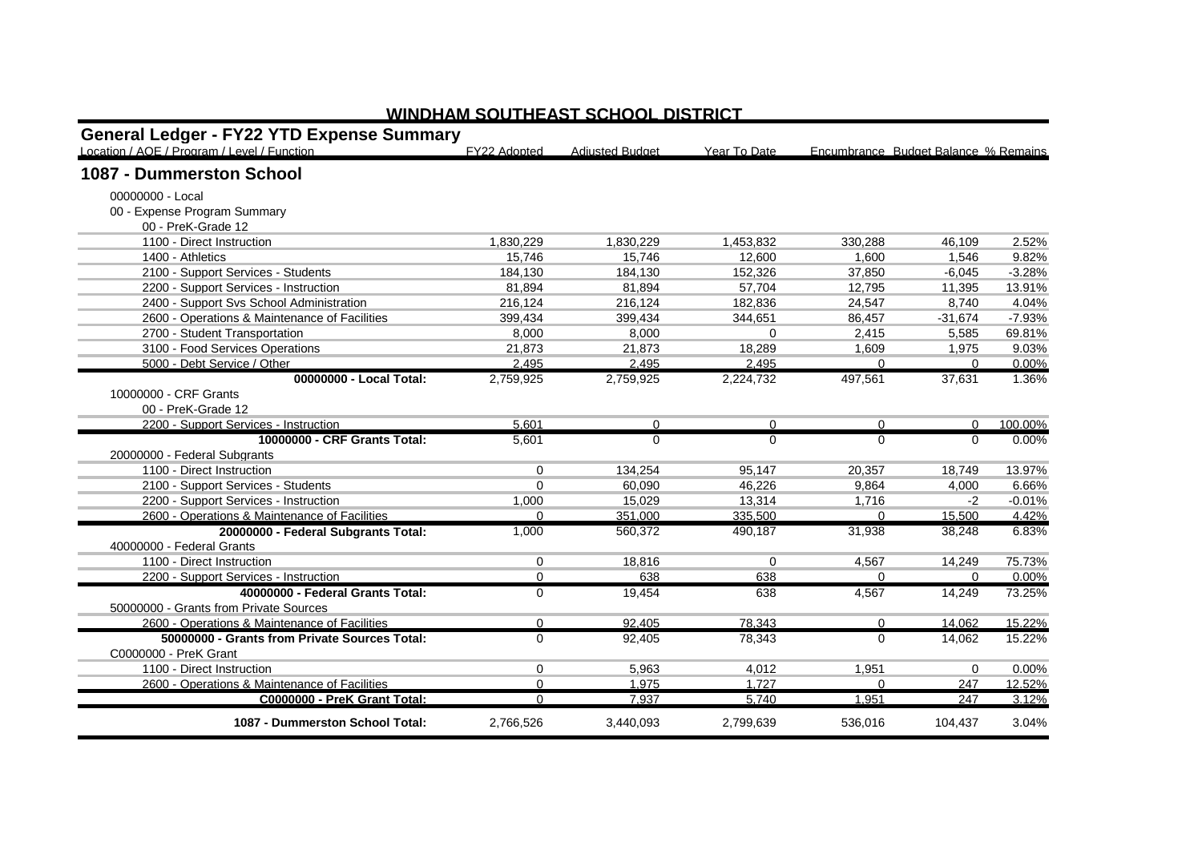# WINDHAM SOUTHEAST SCHOOL DISTRICT

## General Ledger - FY22 YTD Expense Summary

| Location / AOE / Program / Level / Function | FY22 Adopted | Adjusted Budget | Year To Date | Encumbrance | Budget Balance | % Remains |
|---|---|---|---|---|---|---|
| **1087 - Dummerston School** | | | | | | |
| 00000000 - Local | | | | | | |
| 00 - Expense Program Summary | | | | | | |
| 00 - PreK-Grade 12 | | | | | | |
| 1100 - Direct Instruction | 1,830,229 | 1,830,229 | 1,453,832 | 330,288 | 46,109 | 2.52% |
| 1400 - Athletics | 15,746 | 15,746 | 12,600 | 1,600 | 1,546 | 9.82% |
| 2100 - Support Services - Students | 184,130 | 184,130 | 152,326 | 37,850 | -6,045 | -3.28% |
| 2200 - Support Services - Instruction | 81,894 | 81,894 | 57,704 | 12,795 | 11,395 | 13.91% |
| 2400 - Support Svs School Administration | 216,124 | 216,124 | 182,836 | 24,547 | 8,740 | 4.04% |
| 2600 - Operations & Maintenance of Facilities | 399,434 | 399,434 | 344,651 | 86,457 | -31,674 | -7.93% |
| 2700 - Student Transportation | 8,000 | 8,000 | 0 | 2,415 | 5,585 | 69.81% |
| 3100 - Food Services Operations | 21,873 | 21,873 | 18,289 | 1,609 | 1,975 | 9.03% |
| 5000 - Debt Service / Other | 2,495 | 2,495 | 2,495 | 0 | 0 | 0.00% |
| **00000000 - Local Total:** | 2,759,925 | 2,759,925 | 2,224,732 | 497,561 | 37,631 | 1.36% |
| 10000000 - CRF Grants | | | | | | |
| 00 - PreK-Grade 12 | | | | | | |
| 2200 - Support Services - Instruction | 5,601 | 0 | 0 | 0 | 0 | 100.00% |
| **10000000 - CRF Grants Total:** | 5,601 | 0 | 0 | 0 | 0 | 0.00% |
| 20000000 - Federal Subgrants | | | | | | |
| 1100 - Direct Instruction | 0 | 134,254 | 95,147 | 20,357 | 18,749 | 13.97% |
| 2100 - Support Services - Students | 0 | 60,090 | 46,226 | 9,864 | 4,000 | 6.66% |
| 2200 - Support Services - Instruction | 1,000 | 15,029 | 13,314 | 1,716 | -2 | -0.01% |
| 2600 - Operations & Maintenance of Facilities | 0 | 351,000 | 335,500 | 0 | 15,500 | 4.42% |
| **20000000 - Federal Subgrants Total:** | 1,000 | 560,372 | 490,187 | 31,938 | 38,248 | 6.83% |
| 40000000 - Federal Grants | | | | | | |
| 1100 - Direct Instruction | 0 | 18,816 | 0 | 4,567 | 14,249 | 75.73% |
| 2200 - Support Services - Instruction | 0 | 638 | 638 | 0 | 0 | 0.00% |
| **40000000 - Federal Grants Total:** | 0 | 19,454 | 638 | 4,567 | 14,249 | 73.25% |
| 50000000 - Grants from Private Sources | | | | | | |
| 2600 - Operations & Maintenance of Facilities | 0 | 92,405 | 78,343 | 0 | 14,062 | 15.22% |
| **50000000 - Grants from Private Sources Total:** | 0 | 92,405 | 78,343 | 0 | 14,062 | 15.22% |
| C0000000 - PreK Grant | | | | | | |
| 1100 - Direct Instruction | 0 | 5,963 | 4,012 | 1,951 | 0 | 0.00% |
| 2600 - Operations & Maintenance of Facilities | 0 | 1,975 | 1,727 | 0 | 247 | 12.52% |
| **C0000000 - PreK Grant Total:** | 0 | 7,937 | 5,740 | 1,951 | 247 | 3.12% |
| **1087 - Dummerston School Total:** | 2,766,526 | 3,440,093 | 2,799,639 | 536,016 | 104,437 | 3.04% |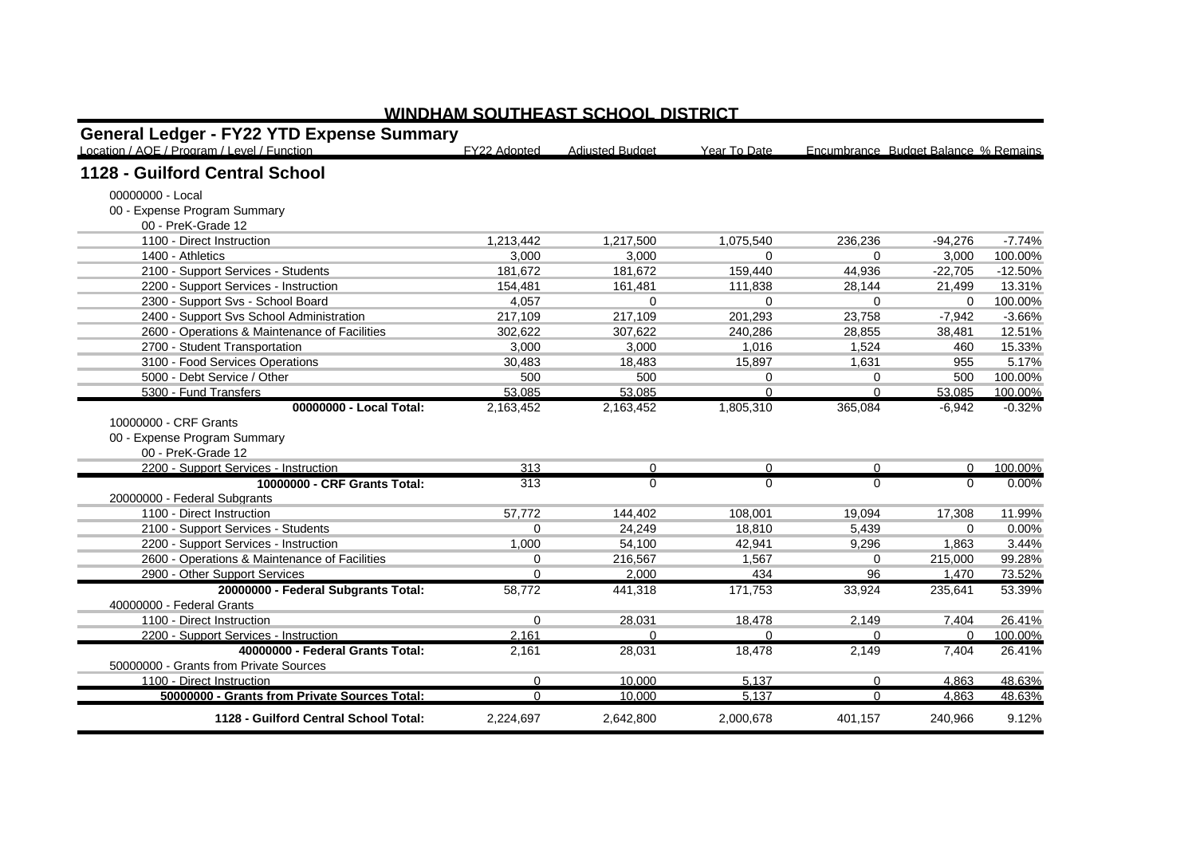# WINDHAM SOUTHEAST SCHOOL DISTRICT

## General Ledger - FY22 YTD Expense Summary

| Location / AOE / Program / Level / Function | FY22 Adopted | Adjusted Budget | Year To Date | Encumbrance | Budget Balance | % Remains |
|---|---|---|---|---|---|---|
| **1128 - Guilford Central School** | | | | | | |
| 00000000 - Local | | | | | | |
| 00 - Expense Program Summary | | | | | | |
| 00 - PreK-Grade 12 | | | | | | |
| 1100 - Direct Instruction | 1,213,442 | 1,217,500 | 1,075,540 | 236,236 | -94,276 | -7.74% |
| 1400 - Athletics | 3,000 | 3,000 | 0 | 0 | 3,000 | 100.00% |
| 2100 - Support Services - Students | 181,672 | 181,672 | 159,440 | 44,936 | -22,705 | -12.50% |
| 2200 - Support Services - Instruction | 154,481 | 161,481 | 111,838 | 28,144 | 21,499 | 13.31% |
| 2300 - Support Svs - School Board | 4,057 | 0 | 0 | 0 | 0 | 100.00% |
| 2400 - Support Svs School Administration | 217,109 | 217,109 | 201,293 | 23,758 | -7,942 | -3.66% |
| 2600 - Operations & Maintenance of Facilities | 302,622 | 307,622 | 240,286 | 28,855 | 38,481 | 12.51% |
| 2700 - Student Transportation | 3,000 | 3,000 | 1,016 | 1,524 | 460 | 15.33% |
| 3100 - Food Services Operations | 30,483 | 18,483 | 15,897 | 1,631 | 955 | 5.17% |
| 5000 - Debt Service / Other | 500 | 500 | 0 | 0 | 500 | 100.00% |
| 5300 - Fund Transfers | 53,085 | 53,085 | 0 | 0 | 53,085 | 100.00% |
| **00000000 - Local Total:** | 2,163,452 | 2,163,452 | 1,805,310 | 365,084 | -6,942 | -0.32% |
| 10000000 - CRF Grants | | | | | | |
| 00 - Expense Program Summary | | | | | | |
| 00 - PreK-Grade 12 | | | | | | |
| 2200 - Support Services - Instruction | 313 | 0 | 0 | 0 | 0 | 100.00% |
| **10000000 - CRF Grants Total:** | 313 | 0 | 0 | 0 | 0 | 0.00% |
| 20000000 - Federal Subgrants | | | | | | |
| 1100 - Direct Instruction | 57,772 | 144,402 | 108,001 | 19,094 | 17,308 | 11.99% |
| 2100 - Support Services - Students | 0 | 24,249 | 18,810 | 5,439 | 0 | 0.00% |
| 2200 - Support Services - Instruction | 1,000 | 54,100 | 42,941 | 9,296 | 1,863 | 3.44% |
| 2600 - Operations & Maintenance of Facilities | 0 | 216,567 | 1,567 | 0 | 215,000 | 99.28% |
| 2900 - Other Support Services | 0 | 2,000 | 434 | 96 | 1,470 | 73.52% |
| **20000000 - Federal Subgrants Total:** | 58,772 | 441,318 | 171,753 | 33,924 | 235,641 | 53.39% |
| 40000000 - Federal Grants | | | | | | |
| 1100 - Direct Instruction | 0 | 28,031 | 18,478 | 2,149 | 7,404 | 26.41% |
| 2200 - Support Services - Instruction | 2,161 | 0 | 0 | 0 | 0 | 100.00% |
| **40000000 - Federal Grants Total:** | 2,161 | 28,031 | 18,478 | 2,149 | 7,404 | 26.41% |
| 50000000 - Grants from Private Sources | | | | | | |
| 1100 - Direct Instruction | 0 | 10,000 | 5,137 | 0 | 4,863 | 48.63% |
| **50000000 - Grants from Private Sources Total:** | 0 | 10,000 | 5,137 | 0 | 4,863 | 48.63% |
| **1128 - Guilford Central School Total:** | 2,224,697 | 2,642,800 | 2,000,678 | 401,157 | 240,966 | 9.12% |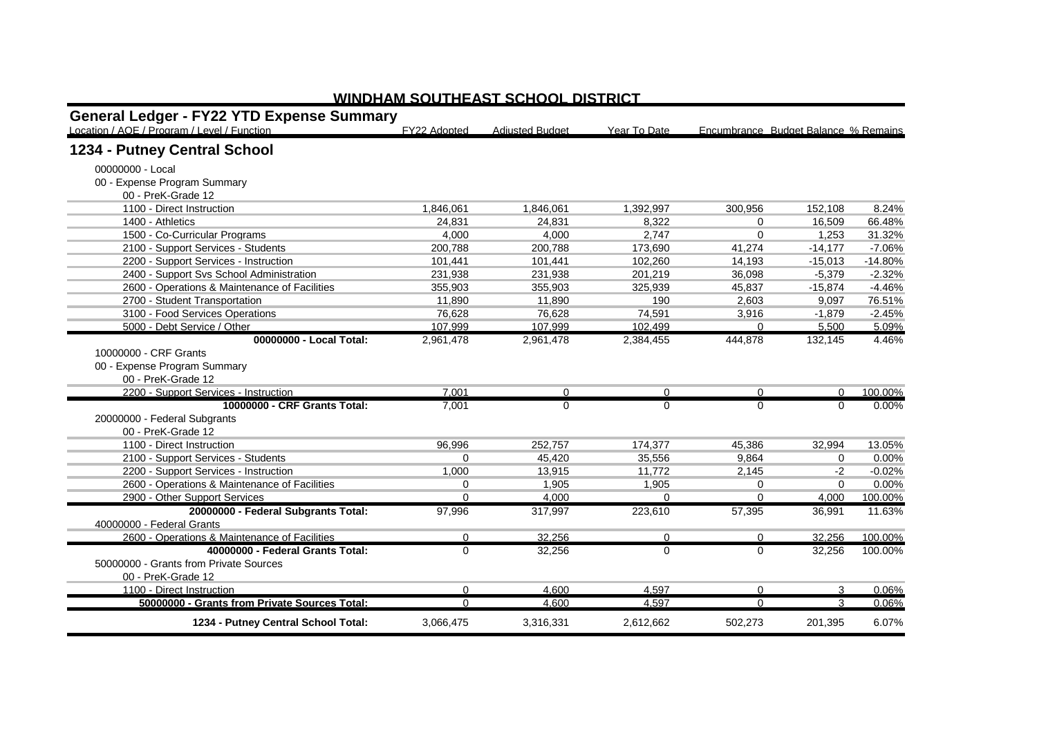## WINDHAM SOUTHEAST SCHOOL DISTRICT

### General Ledger - FY22 YTD Expense Summary

| Location / AOE / Program / Level / Function | FY22 Adopted | Adjusted Budget | Year To Date | Encumbrance | Budget Balance | % Remains |
|---|---|---|---|---|---|---|
| **1234 - Putney Central School** | | | | | | |
| 00000000 - Local | | | | | | |
| 00 - Expense Program Summary | | | | | | |
| 00 - PreK-Grade 12 | | | | | | |
| 1100 - Direct Instruction | 1,846,061 | 1,846,061 | 1,392,997 | 300,956 | 152,108 | 8.24% |
| 1400 - Athletics | 24,831 | 24,831 | 8,322 | 0 | 16,509 | 66.48% |
| 1500 - Co-Curricular Programs | 4,000 | 4,000 | 2,747 | 0 | 1,253 | 31.32% |
| 2100 - Support Services - Students | 200,788 | 200,788 | 173,690 | 41,274 | -14,177 | -7.06% |
| 2200 - Support Services - Instruction | 101,441 | 101,441 | 102,260 | 14,193 | -15,013 | -14.80% |
| 2400 - Support Svs School Administration | 231,938 | 231,938 | 201,219 | 36,098 | -5,379 | -2.32% |
| 2600 - Operations & Maintenance of Facilities | 355,903 | 355,903 | 325,939 | 45,837 | -15,874 | -4.46% |
| 2700 - Student Transportation | 11,890 | 11,890 | 190 | 2,603 | 9,097 | 76.51% |
| 3100 - Food Services Operations | 76,628 | 76,628 | 74,591 | 3,916 | -1,879 | -2.45% |
| 5000 - Debt Service / Other | 107,999 | 107,999 | 102,499 | 0 | 5,500 | 5.09% |
| **00000000 - Local Total:** | 2,961,478 | 2,961,478 | 2,384,455 | 444,878 | 132,145 | 4.46% |
| 10000000 - CRF Grants | | | | | | |
| 00 - Expense Program Summary | | | | | | |
| 00 - PreK-Grade 12 | | | | | | |
| 2200 - Support Services - Instruction | 7,001 | 0 | 0 | 0 | 0 | 100.00% |
| **10000000 - CRF Grants Total:** | 7,001 | 0 | 0 | 0 | 0 | 0.00% |
| 20000000 - Federal Subgrants | | | | | | |
| 00 - PreK-Grade 12 | | | | | | |
| 1100 - Direct Instruction | 96,996 | 252,757 | 174,377 | 45,386 | 32,994 | 13.05% |
| 2100 - Support Services - Students | 0 | 45,420 | 35,556 | 9,864 | 0 | 0.00% |
| 2200 - Support Services - Instruction | 1,000 | 13,915 | 11,772 | 2,145 | -2 | -0.02% |
| 2600 - Operations & Maintenance of Facilities | 0 | 1,905 | 1,905 | 0 | 0 | 0.00% |
| 2900 - Other Support Services | 0 | 4,000 | 0 | 0 | 4,000 | 100.00% |
| **20000000 - Federal Subgrants Total:** | 97,996 | 317,997 | 223,610 | 57,395 | 36,991 | 11.63% |
| 40000000 - Federal Grants | | | | | | |
| 2600 - Operations & Maintenance of Facilities | 0 | 32,256 | 0 | 0 | 32,256 | 100.00% |
| **40000000 - Federal Grants Total:** | 0 | 32,256 | 0 | 0 | 32,256 | 100.00% |
| 50000000 - Grants from Private Sources | | | | | | |
| 00 - PreK-Grade 12 | | | | | | |
| 1100 - Direct Instruction | 0 | 4,600 | 4,597 | 0 | 3 | 0.06% |
| **50000000 - Grants from Private Sources Total:** | 0 | 4,600 | 4,597 | 0 | 3 | 0.06% |
| **1234 - Putney Central School Total:** | 3,066,475 | 3,316,331 | 2,612,662 | 502,273 | 201,395 | 6.07% |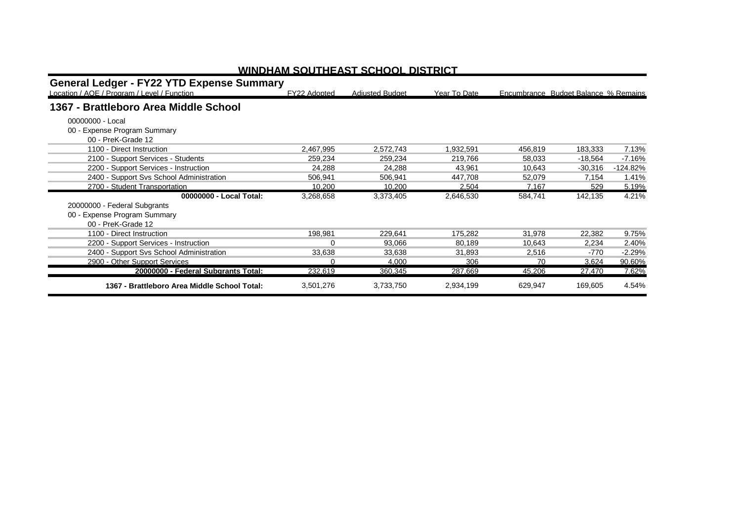# WINDHAM SOUTHEAST SCHOOL DISTRICT

## General Ledger - FY22 YTD Expense Summary

| Location / AOE / Program / Level / Function | FY22 Adopted | Adjusted Budget | Year To Date | Encumbrance | Budget Balance | % Remains |
|---|---|---|---|---|---|---|
| **1367 - Brattleboro Area Middle School** | | | | | | |
| 00000000 - Local | | | | | | |
| 00 - Expense Program Summary | | | | | | |
| 00 - PreK-Grade 12 | | | | | | |
| 1100 - Direct Instruction | 2,467,995 | 2,572,743 | 1,932,591 | 456,819 | 183,333 | 7.13% |
| 2100 - Support Services - Students | 259,234 | 259,234 | 219,766 | 58,033 | -18,564 | -7.16% |
| 2200 - Support Services - Instruction | 24,288 | 24,288 | 43,961 | 10,643 | -30,316 | -124.82% |
| 2400 - Support Svs School Administration | 506,941 | 506,941 | 447,708 | 52,079 | 7,154 | 1.41% |
| 2700 - Student Transportation | 10,200 | 10,200 | 2,504 | 7,167 | 529 | 5.19% |
| **00000000 - Local Total:** | 3,268,658 | 3,373,405 | 2,646,530 | 584,741 | 142,135 | 4.21% |
| 20000000 - Federal Subgrants | | | | | | |
| 00 - Expense Program Summary | | | | | | |
| 00 - PreK-Grade 12 | | | | | | |
| 1100 - Direct Instruction | 198,981 | 229,641 | 175,282 | 31,978 | 22,382 | 9.75% |
| 2200 - Support Services - Instruction | 0 | 93,066 | 80,189 | 10,643 | 2,234 | 2.40% |
| 2400 - Support Svs School Administration | 33,638 | 33,638 | 31,893 | 2,516 | -770 | -2.29% |
| 2900 - Other Support Services | 0 | 4,000 | 306 | 70 | 3,624 | 90.60% |
| **20000000 - Federal Subgrants Total:** | 232,619 | 360,345 | 287,669 | 45,206 | 27,470 | 7.62% |
| **1367 - Brattleboro Area Middle School Total:** | 3,501,276 | 3,733,750 | 2,934,199 | 629,947 | 169,605 | 4.54% |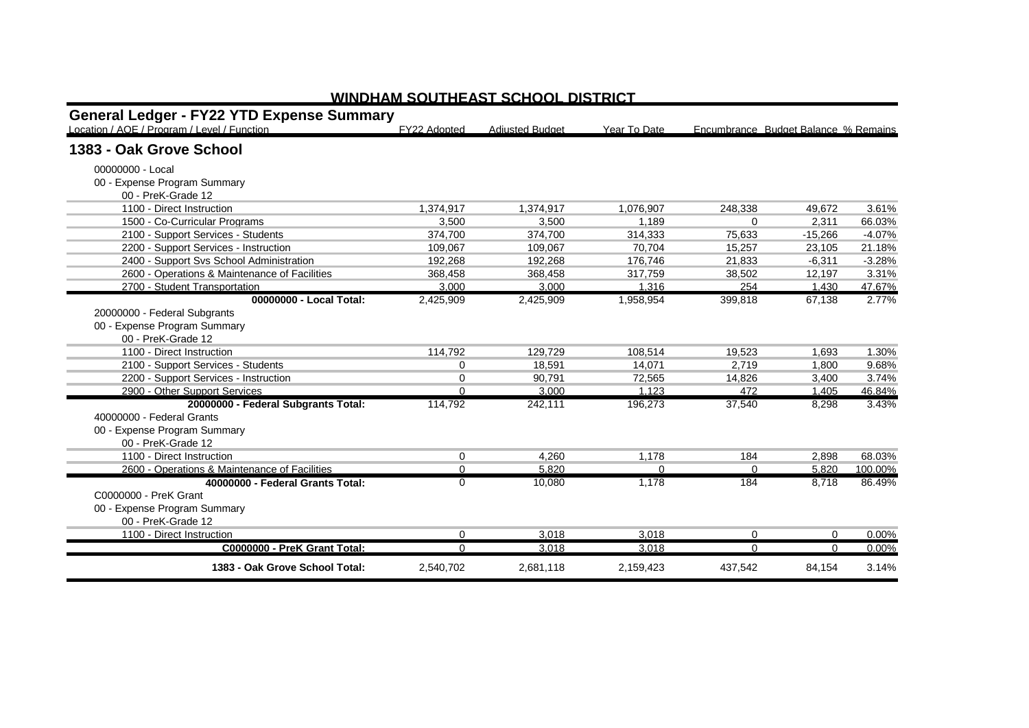# WINDHAM SOUTHEAST SCHOOL DISTRICT

## General Ledger - FY22 YTD Expense Summary

| Location / AOE / Program / Level / Function | FY22 Adopted | Adjusted Budget | Year To Date | Encumbrance | Budget Balance | % Remains |
|---|---|---|---|---|---|---|
| **1383 - Oak Grove School** | | | | | | |
| 00000000 - Local | | | | | | |
| 00 - Expense Program Summary | | | | | | |
| 00 - PreK-Grade 12 | | | | | | |
| 1100 - Direct Instruction | 1,374,917 | 1,374,917 | 1,076,907 | 248,338 | 49,672 | 3.61% |
| 1500 - Co-Curricular Programs | 3,500 | 3,500 | 1,189 | 0 | 2,311 | 66.03% |
| 2100 - Support Services - Students | 374,700 | 374,700 | 314,333 | 75,633 | -15,266 | -4.07% |
| 2200 - Support Services - Instruction | 109,067 | 109,067 | 70,704 | 15,257 | 23,105 | 21.18% |
| 2400 - Support Svs School Administration | 192,268 | 192,268 | 176,746 | 21,833 | -6,311 | -3.28% |
| 2600 - Operations & Maintenance of Facilities | 368,458 | 368,458 | 317,759 | 38,502 | 12,197 | 3.31% |
| 2700 - Student Transportation | 3,000 | 3,000 | 1,316 | 254 | 1,430 | 47.67% |
| **00000000 - Local Total:** | 2,425,909 | 2,425,909 | 1,958,954 | 399,818 | 67,138 | 2.77% |
| 20000000 - Federal Subgrants | | | | | | |
| 00 - Expense Program Summary | | | | | | |
| 00 - PreK-Grade 12 | | | | | | |
| 1100 - Direct Instruction | 114,792 | 129,729 | 108,514 | 19,523 | 1,693 | 1.30% |
| 2100 - Support Services - Students | 0 | 18,591 | 14,071 | 2,719 | 1,800 | 9.68% |
| 2200 - Support Services - Instruction | 0 | 90,791 | 72,565 | 14,826 | 3,400 | 3.74% |
| 2900 - Other Support Services | 0 | 3,000 | 1,123 | 472 | 1,405 | 46.84% |
| **20000000 - Federal Subgrants Total:** | 114,792 | 242,111 | 196,273 | 37,540 | 8,298 | 3.43% |
| 40000000 - Federal Grants | | | | | | |
| 00 - Expense Program Summary | | | | | | |
| 00 - PreK-Grade 12 | | | | | | |
| 1100 - Direct Instruction | 0 | 4,260 | 1,178 | 184 | 2,898 | 68.03% |
| 2600 - Operations & Maintenance of Facilities | 0 | 5,820 | 0 | 0 | 5,820 | 100.00% |
| **40000000 - Federal Grants Total:** | 0 | 10,080 | 1,178 | 184 | 8,718 | 86.49% |
| C0000000 - PreK Grant | | | | | | |
| 00 - Expense Program Summary | | | | | | |
| 00 - PreK-Grade 12 | | | | | | |
| 1100 - Direct Instruction | 0 | 3,018 | 3,018 | 0 | 0 | 0.00% |
| **C0000000 - PreK Grant Total:** | 0 | 3,018 | 3,018 | 0 | 0 | 0.00% |
| **1383 - Oak Grove School Total:** | 2,540,702 | 2,681,118 | 2,159,423 | 437,542 | 84,154 | 3.14% |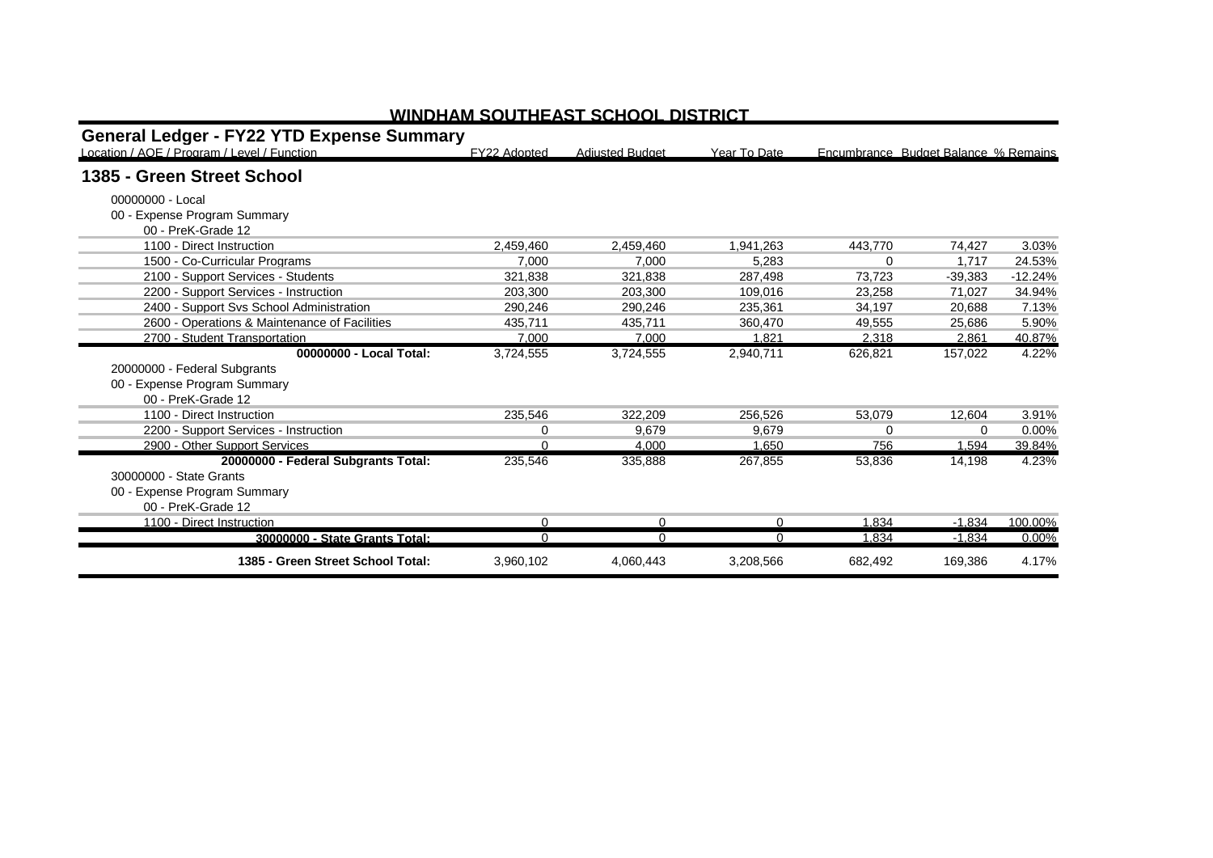**WINDHAM SOUTHEAST SCHOOL DISTRICT**

## General Ledger - FY22 YTD Expense Summary

| Location / AOE / Program / Level / Function | FY22 Adopted | Adjusted Budget | Year To Date | Encumbrance | Budget Balance | % Remains |
|---|---|---|---|---|---|---|
| **1385 - Green Street School** | | | | | | |
| 00000000 - Local | | | | | | |
| 00 - Expense Program Summary | | | | | | |
| 00 - PreK-Grade 12 | | | | | | |
| 1100 - Direct Instruction | 2,459,460 | 2,459,460 | 1,941,263 | 443,770 | 74,427 | 3.03% |
| 1500 - Co-Curricular Programs | 7,000 | 7,000 | 5,283 | 0 | 1,717 | 24.53% |
| 2100 - Support Services - Students | 321,838 | 321,838 | 287,498 | 73,723 | -39,383 | -12.24% |
| 2200 - Support Services - Instruction | 203,300 | 203,300 | 109,016 | 23,258 | 71,027 | 34.94% |
| 2400 - Support Svs School Administration | 290,246 | 290,246 | 235,361 | 34,197 | 20,688 | 7.13% |
| 2600 - Operations & Maintenance of Facilities | 435,711 | 435,711 | 360,470 | 49,555 | 25,686 | 5.90% |
| 2700 - Student Transportation | 7,000 | 7,000 | 1,821 | 2,318 | 2,861 | 40.87% |
| **00000000 - Local Total:** | 3,724,555 | 3,724,555 | 2,940,711 | 626,821 | 157,022 | 4.22% |
| 20000000 - Federal Subgrants | | | | | | |
| 00 - Expense Program Summary | | | | | | |
| 00 - PreK-Grade 12 | | | | | | |
| 1100 - Direct Instruction | 235,546 | 322,209 | 256,526 | 53,079 | 12,604 | 3.91% |
| 2200 - Support Services - Instruction | 0 | 9,679 | 9,679 | 0 | 0 | 0.00% |
| 2900 - Other Support Services | 0 | 4,000 | 1,650 | 756 | 1,594 | 39.84% |
| **20000000 - Federal Subgrants Total:** | 235,546 | 335,888 | 267,855 | 53,836 | 14,198 | 4.23% |
| 30000000 - State Grants | | | | | | |
| 00 - Expense Program Summary | | | | | | |
| 00 - PreK-Grade 12 | | | | | | |
| 1100 - Direct Instruction | 0 | 0 | 0 | 1,834 | -1,834 | 100.00% |
| **30000000 - State Grants Total:** | 0 | 0 | 0 | 1,834 | -1,834 | 0.00% |
| **1385 - Green Street School Total:** | 3,960,102 | 4,060,443 | 3,208,566 | 682,492 | 169,386 | 4.17% |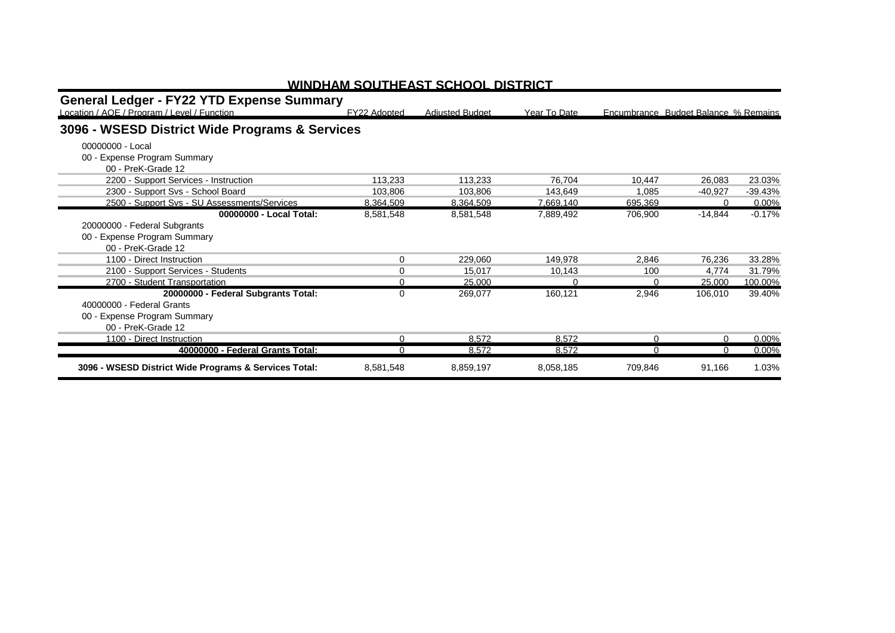# WINDHAM SOUTHEAST SCHOOL DISTRICT

## General Ledger - FY22 YTD Expense Summary

| Location / AOE / Program / Level / Function | FY22 Adopted | Adjusted Budget | Year To Date | Encumbrance | Budget Balance | % Remains |
|---|---|---|---|---|---|---|
| **3096 - WSESD District Wide Programs & Services** | | | | | | |
| 00000000 - Local | | | | | | |
| 00 - Expense Program Summary | | | | | | |
| 00 - PreK-Grade 12 | | | | | | |
| 2200 - Support Services - Instruction | 113,233 | 113,233 | 76,704 | 10,447 | 26,083 | 23.03% |
| 2300 - Support Svs - School Board | 103,806 | 103,806 | 143,649 | 1,085 | -40,927 | -39.43% |
| 2500 - Support Svs - SU Assessments/Services | 8,364,509 | 8,364,509 | 7,669,140 | 695,369 | 0 | 0.00% |
| **00000000 - Local Total:** | 8,581,548 | 8,581,548 | 7,889,492 | 706,900 | -14,844 | -0.17% |
| 20000000 - Federal Subgrants | | | | | | |
| 00 - Expense Program Summary | | | | | | |
| 00 - PreK-Grade 12 | | | | | | |
| 1100 - Direct Instruction | 0 | 229,060 | 149,978 | 2,846 | 76,236 | 33.28% |
| 2100 - Support Services - Students | 0 | 15,017 | 10,143 | 100 | 4,774 | 31.79% |
| 2700 - Student Transportation | 0 | 25,000 | 0 | 0 | 25,000 | 100.00% |
| **20000000 - Federal Subgrants Total:** | 0 | 269,077 | 160,121 | 2,946 | 106,010 | 39.40% |
| 40000000 - Federal Grants | | | | | | |
| 00 - Expense Program Summary | | | | | | |
| 00 - PreK-Grade 12 | | | | | | |
| 1100 - Direct Instruction | 0 | 8,572 | 8,572 | 0 | 0 | 0.00% |
| **40000000 - Federal Grants Total:** | 0 | 8,572 | 8,572 | 0 | 0 | 0.00% |
| **3096 - WSESD District Wide Programs & Services Total:** | 8,581,548 | 8,859,197 | 8,058,185 | 709,846 | 91,166 | 1.03% |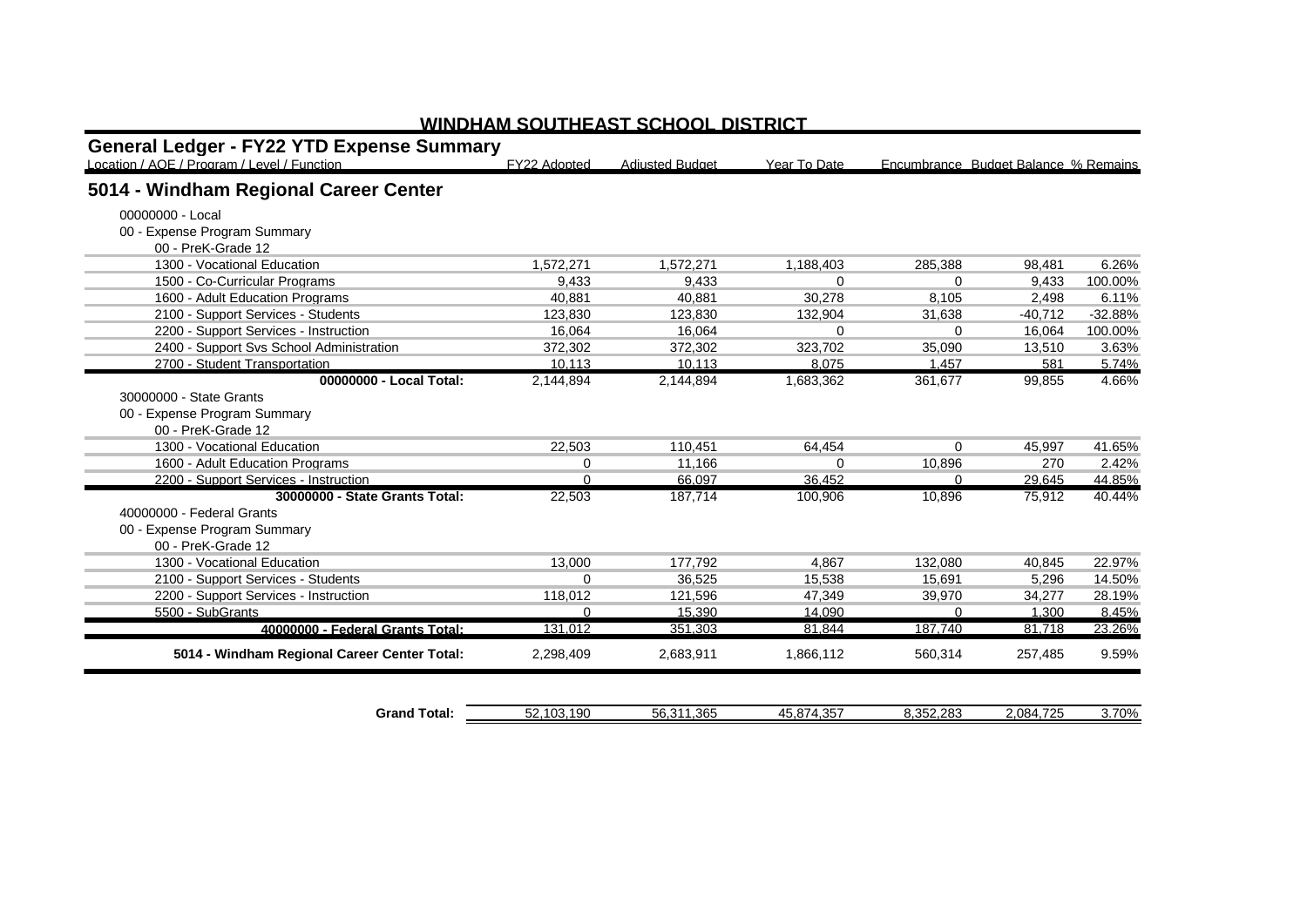# WINDHAM SOUTHEAST SCHOOL DISTRICT

## General Ledger - FY22 YTD Expense Summary

| Location / AOE / Program / Level / Function | FY22 Adopted | Adjusted Budget | Year To Date | Encumbrance | Budget Balance | % Remains |
|---|---|---|---|---|---|---|
| **5014 - Windham Regional Career Center** | | | | | | |
| 00000000 - Local | | | | | | |
| 00 - Expense Program Summary | | | | | | |
| 00 - PreK-Grade 12 | | | | | | |
| 1300 - Vocational Education | 1,572,271 | 1,572,271 | 1,188,403 | 285,388 | 98,481 | 6.26% |
| 1500 - Co-Curricular Programs | 9,433 | 9,433 | 0 | 0 | 9,433 | 100.00% |
| 1600 - Adult Education Programs | 40,881 | 40,881 | 30,278 | 8,105 | 2,498 | 6.11% |
| 2100 - Support Services - Students | 123,830 | 123,830 | 132,904 | 31,638 | -40,712 | -32.88% |
| 2200 - Support Services - Instruction | 16,064 | 16,064 | 0 | 0 | 16,064 | 100.00% |
| 2400 - Support Svs School Administration | 372,302 | 372,302 | 323,702 | 35,090 | 13,510 | 3.63% |
| 2700 - Student Transportation | 10,113 | 10,113 | 8,075 | 1,457 | 581 | 5.74% |
| **00000000 - Local Total:** | 2,144,894 | 2,144,894 | 1,683,362 | 361,677 | 99,855 | 4.66% |
| 30000000 - State Grants | | | | | | |
| 00 - Expense Program Summary | | | | | | |
| 00 - PreK-Grade 12 | | | | | | |
| 1300 - Vocational Education | 22,503 | 110,451 | 64,454 | 0 | 45,997 | 41.65% |
| 1600 - Adult Education Programs | 0 | 11,166 | 0 | 10,896 | 270 | 2.42% |
| 2200 - Support Services - Instruction | 0 | 66,097 | 36,452 | 0 | 29,645 | 44.85% |
| **30000000 - State Grants Total:** | 22,503 | 187,714 | 100,906 | 10,896 | 75,912 | 40.44% |
| 40000000 - Federal Grants | | | | | | |
| 00 - Expense Program Summary | | | | | | |
| 00 - PreK-Grade 12 | | | | | | |
| 1300 - Vocational Education | 13,000 | 177,792 | 4,867 | 132,080 | 40,845 | 22.97% |
| 2100 - Support Services - Students | 0 | 36,525 | 15,538 | 15,691 | 5,296 | 14.50% |
| 2200 - Support Services - Instruction | 118,012 | 121,596 | 47,349 | 39,970 | 34,277 | 28.19% |
| 5500 - SubGrants | 0 | 15,390 | 14,090 | 0 | 1,300 | 8.45% |
| **40000000 - Federal Grants Total:** | 131,012 | 351,303 | 81,844 | 187,740 | 81,718 | 23.26% |
| **5014 - Windham Regional Career Center Total:** | 2,298,409 | 2,683,911 | 1,866,112 | 560,314 | 257,485 | 9.59% |
| **Grand Total:** | 52,103,190 | 56,311,365 | 45,874,357 | 8,352,283 | 2,084,725 | 3.70% |